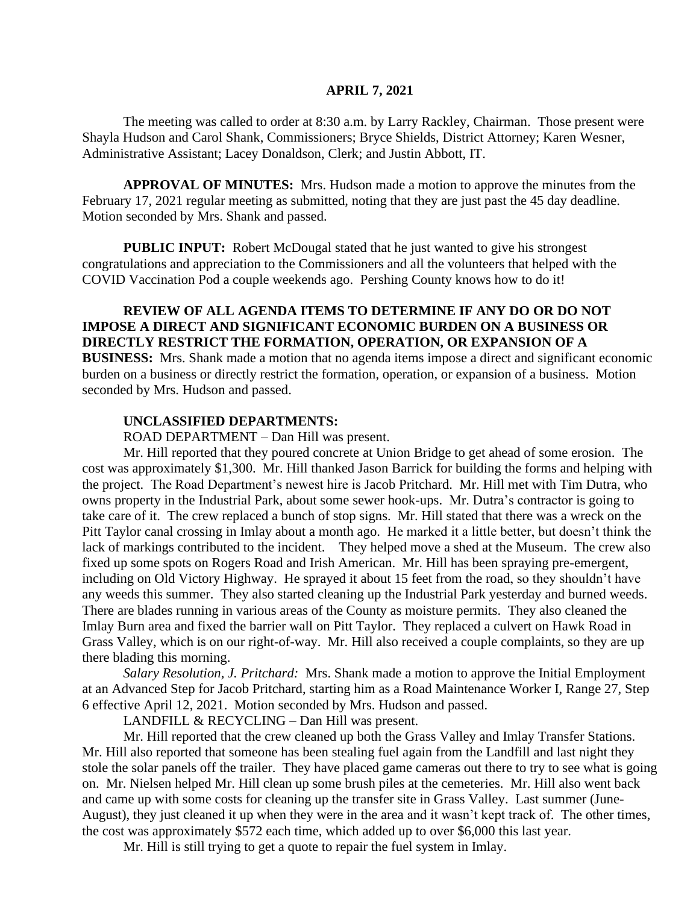**APRIL 7, 2021**

The meeting was called to order at 8:30 a.m. by Larry Rackley, Chairman. Those present were Shayla Hudson and Carol Shank, Commissioners; Bryce Shields, District Attorney; Karen Wesner, Administrative Assistant; Lacey Donaldson, Clerk; and Justin Abbott, IT.

**APPROVAL OF MINUTES:** Mrs. Hudson made a motion to approve the minutes from the February 17, 2021 regular meeting as submitted, noting that they are just past the 45 day deadline. Motion seconded by Mrs. Shank and passed.

**PUBLIC INPUT:** Robert McDougal stated that he just wanted to give his strongest congratulations and appreciation to the Commissioners and all the volunteers that helped with the COVID Vaccination Pod a couple weekends ago. Pershing County knows how to do it!

**REVIEW OF ALL AGENDA ITEMS TO DETERMINE IF ANY DO OR DO NOT IMPOSE A DIRECT AND SIGNIFICANT ECONOMIC BURDEN ON A BUSINESS OR DIRECTLY RESTRICT THE FORMATION, OPERATION, OR EXPANSION OF A BUSINESS:** Mrs. Shank made a motion that no agenda items impose a direct and significant economic burden on a business or directly restrict the formation, operation, or expansion of a business. Motion seconded by Mrs. Hudson and passed.

**UNCLASSIFIED DEPARTMENTS:**

ROAD DEPARTMENT – Dan Hill was present.

Mr. Hill reported that they poured concrete at Union Bridge to get ahead of some erosion. The cost was approximately $1,300. Mr. Hill thanked Jason Barrick for building the forms and helping with the project. The Road Department's newest hire is Jacob Pritchard. Mr. Hill met with Tim Dutra, who owns property in the Industrial Park, about some sewer hook-ups. Mr. Dutra's contractor is going to take care of it. The crew replaced a bunch of stop signs. Mr. Hill stated that there was a wreck on the Pitt Taylor canal crossing in Imlay about a month ago. He marked it a little better, but doesn't think the lack of markings contributed to the incident. They helped move a shed at the Museum. The crew also fixed up some spots on Rogers Road and Irish American. Mr. Hill has been spraying pre-emergent, including on Old Victory Highway. He sprayed it about 15 feet from the road, so they shouldn't have any weeds this summer. They also started cleaning up the Industrial Park yesterday and burned weeds. There are blades running in various areas of the County as moisture permits. They also cleaned the Imlay Burn area and fixed the barrier wall on Pitt Taylor. They replaced a culvert on Hawk Road in Grass Valley, which is on our right-of-way. Mr. Hill also received a couple complaints, so they are up there blading this morning.

*Salary Resolution, J. Pritchard:* Mrs. Shank made a motion to approve the Initial Employment at an Advanced Step for Jacob Pritchard, starting him as a Road Maintenance Worker I, Range 27, Step 6 effective April 12, 2021. Motion seconded by Mrs. Hudson and passed.

LANDFILL & RECYCLING – Dan Hill was present.

Mr. Hill reported that the crew cleaned up both the Grass Valley and Imlay Transfer Stations. Mr. Hill also reported that someone has been stealing fuel again from the Landfill and last night they stole the solar panels off the trailer. They have placed game cameras out there to try to see what is going on. Mr. Nielsen helped Mr. Hill clean up some brush piles at the cemeteries. Mr. Hill also went back and came up with some costs for cleaning up the transfer site in Grass Valley. Last summer (June-August), they just cleaned it up when they were in the area and it wasn't kept track of. The other times, the cost was approximately $572 each time, which added up to over $6,000 this last year.

Mr. Hill is still trying to get a quote to repair the fuel system in Imlay.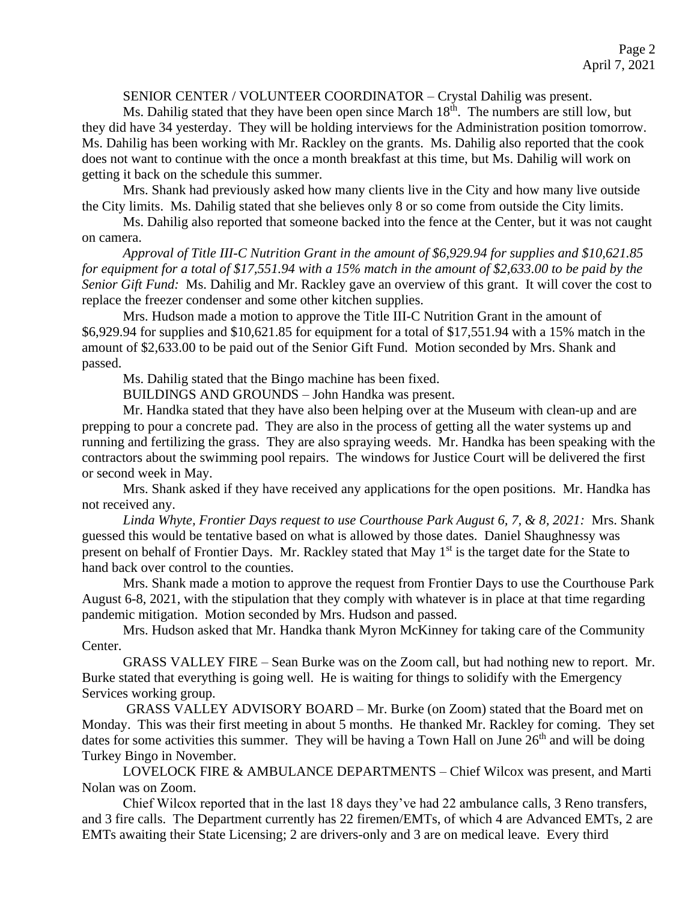SENIOR CENTER / VOLUNTEER COORDINATOR – Crystal Dahilig was present.

Ms. Dahilig stated that they have been open since March 18th. The numbers are still low, but they did have 34 yesterday. They will be holding interviews for the Administration position tomorrow. Ms. Dahilig has been working with Mr. Rackley on the grants. Ms. Dahilig also reported that the cook does not want to continue with the once a month breakfast at this time, but Ms. Dahilig will work on getting it back on the schedule this summer.

Mrs. Shank had previously asked how many clients live in the City and how many live outside the City limits. Ms. Dahilig stated that she believes only 8 or so come from outside the City limits.

Ms. Dahilig also reported that someone backed into the fence at the Center, but it was not caught on camera.

*Approval of Title III-C Nutrition Grant in the amount of $6,929.94 for supplies and $10,621.85 for equipment for a total of $17,551.94 with a 15% match in the amount of $2,633.00 to be paid by the Senior Gift Fund:* Ms. Dahilig and Mr. Rackley gave an overview of this grant. It will cover the cost to replace the freezer condenser and some other kitchen supplies.

Mrs. Hudson made a motion to approve the Title III-C Nutrition Grant in the amount of $6,929.94 for supplies and $10,621.85 for equipment for a total of $17,551.94 with a 15% match in the amount of $2,633.00 to be paid out of the Senior Gift Fund. Motion seconded by Mrs. Shank and passed.

Ms. Dahilig stated that the Bingo machine has been fixed.

BUILDINGS AND GROUNDS – John Handka was present.

Mr. Handka stated that they have also been helping over at the Museum with clean-up and are prepping to pour a concrete pad. They are also in the process of getting all the water systems up and running and fertilizing the grass. They are also spraying weeds. Mr. Handka has been speaking with the contractors about the swimming pool repairs. The windows for Justice Court will be delivered the first or second week in May.

Mrs. Shank asked if they have received any applications for the open positions. Mr. Handka has not received any.

*Linda Whyte, Frontier Days request to use Courthouse Park August 6, 7, & 8, 2021:* Mrs. Shank guessed this would be tentative based on what is allowed by those dates. Daniel Shaughnessy was present on behalf of Frontier Days. Mr. Rackley stated that May 1st is the target date for the State to hand back over control to the counties.

Mrs. Shank made a motion to approve the request from Frontier Days to use the Courthouse Park August 6-8, 2021, with the stipulation that they comply with whatever is in place at that time regarding pandemic mitigation. Motion seconded by Mrs. Hudson and passed.

Mrs. Hudson asked that Mr. Handka thank Myron McKinney for taking care of the Community Center.

GRASS VALLEY FIRE – Sean Burke was on the Zoom call, but had nothing new to report. Mr. Burke stated that everything is going well. He is waiting for things to solidify with the Emergency Services working group.

GRASS VALLEY ADVISORY BOARD – Mr. Burke (on Zoom) stated that the Board met on Monday. This was their first meeting in about 5 months. He thanked Mr. Rackley for coming. They set dates for some activities this summer. They will be having a Town Hall on June 26th and will be doing Turkey Bingo in November.

LOVELOCK FIRE & AMBULANCE DEPARTMENTS – Chief Wilcox was present, and Marti Nolan was on Zoom.

Chief Wilcox reported that in the last 18 days they've had 22 ambulance calls, 3 Reno transfers, and 3 fire calls. The Department currently has 22 firemen/EMTs, of which 4 are Advanced EMTs, 2 are EMTs awaiting their State Licensing; 2 are drivers-only and 3 are on medical leave. Every third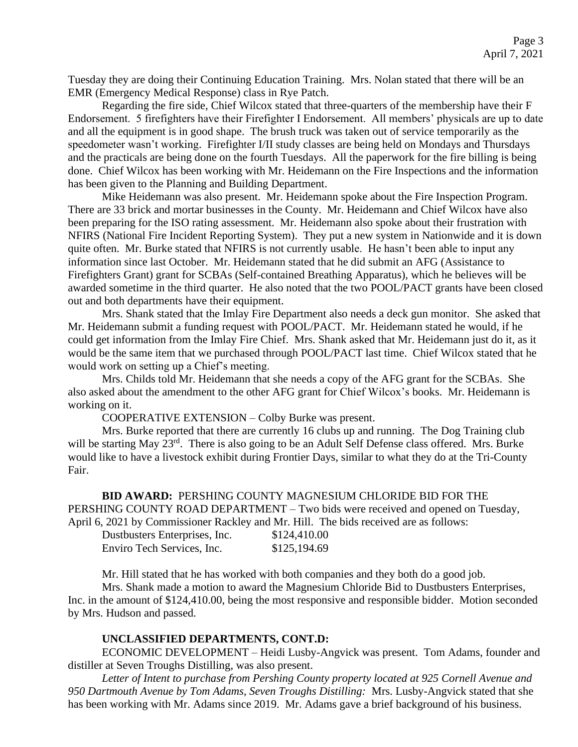Tuesday they are doing their Continuing Education Training. Mrs. Nolan stated that there will be an EMR (Emergency Medical Response) class in Rye Patch.

Regarding the fire side, Chief Wilcox stated that three-quarters of the membership have their F Endorsement. 5 firefighters have their Firefighter I Endorsement. All members' physicals are up to date and all the equipment is in good shape. The brush truck was taken out of service temporarily as the speedometer wasn't working. Firefighter I/II study classes are being held on Mondays and Thursdays and the practicals are being done on the fourth Tuesdays. All the paperwork for the fire billing is being done. Chief Wilcox has been working with Mr. Heidemann on the Fire Inspections and the information has been given to the Planning and Building Department.

Mike Heidemann was also present. Mr. Heidemann spoke about the Fire Inspection Program. There are 33 brick and mortar businesses in the County. Mr. Heidemann and Chief Wilcox have also been preparing for the ISO rating assessment. Mr. Heidemann also spoke about their frustration with NFIRS (National Fire Incident Reporting System). They put a new system in Nationwide and it is down quite often. Mr. Burke stated that NFIRS is not currently usable. He hasn't been able to input any information since last October. Mr. Heidemann stated that he did submit an AFG (Assistance to Firefighters Grant) grant for SCBAs (Self-contained Breathing Apparatus), which he believes will be awarded sometime in the third quarter. He also noted that the two POOL/PACT grants have been closed out and both departments have their equipment.

Mrs. Shank stated that the Imlay Fire Department also needs a deck gun monitor. She asked that Mr. Heidemann submit a funding request with POOL/PACT. Mr. Heidemann stated he would, if he could get information from the Imlay Fire Chief. Mrs. Shank asked that Mr. Heidemann just do it, as it would be the same item that we purchased through POOL/PACT last time. Chief Wilcox stated that he would work on setting up a Chief's meeting.

Mrs. Childs told Mr. Heidemann that she needs a copy of the AFG grant for the SCBAs. She also asked about the amendment to the other AFG grant for Chief Wilcox's books. Mr. Heidemann is working on it.

COOPERATIVE EXTENSION – Colby Burke was present.

Mrs. Burke reported that there are currently 16 clubs up and running. The Dog Training club will be starting May 23rd. There is also going to be an Adult Self Defense class offered. Mrs. Burke would like to have a livestock exhibit during Frontier Days, similar to what they do at the Tri-County Fair.

**BID AWARD:** PERSHING COUNTY MAGNESIUM CHLORIDE BID FOR THE PERSHING COUNTY ROAD DEPARTMENT – Two bids were received and opened on Tuesday, April 6, 2021 by Commissioner Rackley and Mr. Hill. The bids received are as follows:

| | |
|---|---|
| Dustbusters Enterprises, Inc. | $124,410.00 |
| Enviro Tech Services, Inc. | $125,194.69 |

Mr. Hill stated that he has worked with both companies and they both do a good job.

Mrs. Shank made a motion to award the Magnesium Chloride Bid to Dustbusters Enterprises, Inc. in the amount of $124,410.00, being the most responsive and responsible bidder. Motion seconded by Mrs. Hudson and passed.

**UNCLASSIFIED DEPARTMENTS, CONT.D:**

ECONOMIC DEVELOPMENT – Heidi Lusby-Angvick was present. Tom Adams, founder and distiller at Seven Troughs Distilling, was also present.

*Letter of Intent to purchase from Pershing County property located at 925 Cornell Avenue and 950 Dartmouth Avenue by Tom Adams, Seven Troughs Distilling:* Mrs. Lusby-Angvick stated that she has been working with Mr. Adams since 2019. Mr. Adams gave a brief background of his business.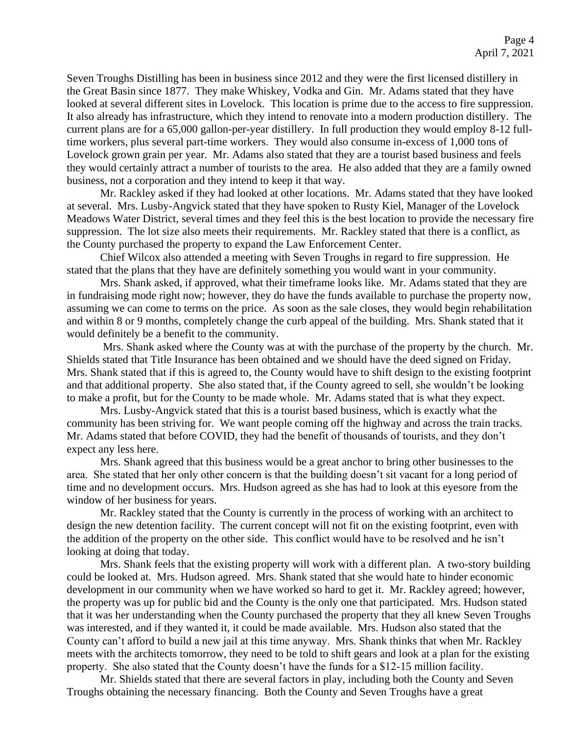Seven Troughs Distilling has been in business since 2012 and they were the first licensed distillery in the Great Basin since 1877. They make Whiskey, Vodka and Gin. Mr. Adams stated that they have looked at several different sites in Lovelock. This location is prime due to the access to fire suppression. It also already has infrastructure, which they intend to renovate into a modern production distillery. The current plans are for a 65,000 gallon-per-year distillery. In full production they would employ 8-12 full-time workers, plus several part-time workers. They would also consume in-excess of 1,000 tons of Lovelock grown grain per year. Mr. Adams also stated that they are a tourist based business and feels they would certainly attract a number of tourists to the area. He also added that they are a family owned business, not a corporation and they intend to keep it that way.

Mr. Rackley asked if they had looked at other locations. Mr. Adams stated that they have looked at several. Mrs. Lusby-Angvick stated that they have spoken to Rusty Kiel, Manager of the Lovelock Meadows Water District, several times and they feel this is the best location to provide the necessary fire suppression. The lot size also meets their requirements. Mr. Rackley stated that there is a conflict, as the County purchased the property to expand the Law Enforcement Center.

Chief Wilcox also attended a meeting with Seven Troughs in regard to fire suppression. He stated that the plans that they have are definitely something you would want in your community.

Mrs. Shank asked, if approved, what their timeframe looks like. Mr. Adams stated that they are in fundraising mode right now; however, they do have the funds available to purchase the property now, assuming we can come to terms on the price. As soon as the sale closes, they would begin rehabilitation and within 8 or 9 months, completely change the curb appeal of the building. Mrs. Shank stated that it would definitely be a benefit to the community.

Mrs. Shank asked where the County was at with the purchase of the property by the church. Mr. Shields stated that Title Insurance has been obtained and we should have the deed signed on Friday. Mrs. Shank stated that if this is agreed to, the County would have to shift design to the existing footprint and that additional property. She also stated that, if the County agreed to sell, she wouldn't be looking to make a profit, but for the County to be made whole. Mr. Adams stated that is what they expect.

Mrs. Lusby-Angvick stated that this is a tourist based business, which is exactly what the community has been striving for. We want people coming off the highway and across the train tracks. Mr. Adams stated that before COVID, they had the benefit of thousands of tourists, and they don't expect any less here.

Mrs. Shank agreed that this business would be a great anchor to bring other businesses to the area. She stated that her only other concern is that the building doesn't sit vacant for a long period of time and no development occurs. Mrs. Hudson agreed as she has had to look at this eyesore from the window of her business for years.

Mr. Rackley stated that the County is currently in the process of working with an architect to design the new detention facility. The current concept will not fit on the existing footprint, even with the addition of the property on the other side. This conflict would have to be resolved and he isn't looking at doing that today.

Mrs. Shank feels that the existing property will work with a different plan. A two-story building could be looked at. Mrs. Hudson agreed. Mrs. Shank stated that she would hate to hinder economic development in our community when we have worked so hard to get it. Mr. Rackley agreed; however, the property was up for public bid and the County is the only one that participated. Mrs. Hudson stated that it was her understanding when the County purchased the property that they all knew Seven Troughs was interested, and if they wanted it, it could be made available. Mrs. Hudson also stated that the County can't afford to build a new jail at this time anyway. Mrs. Shank thinks that when Mr. Rackley meets with the architects tomorrow, they need to be told to shift gears and look at a plan for the existing property. She also stated that the County doesn't have the funds for a $12-15 million facility.

Mr. Shields stated that there are several factors in play, including both the County and Seven Troughs obtaining the necessary financing. Both the County and Seven Troughs have a great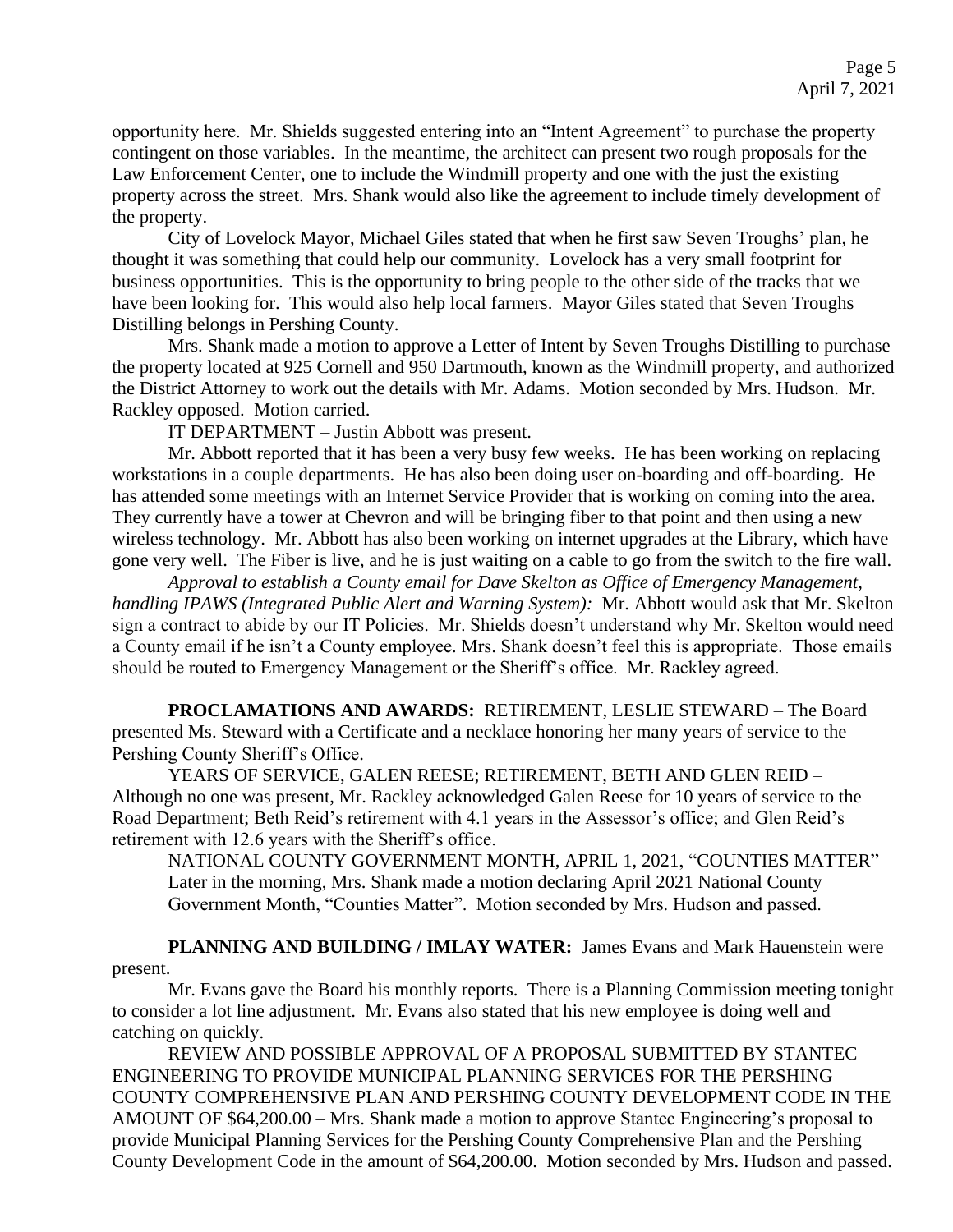opportunity here. Mr. Shields suggested entering into an "Intent Agreement" to purchase the property contingent on those variables. In the meantime, the architect can present two rough proposals for the Law Enforcement Center, one to include the Windmill property and one with the just the existing property across the street. Mrs. Shank would also like the agreement to include timely development of the property.

City of Lovelock Mayor, Michael Giles stated that when he first saw Seven Troughs' plan, he thought it was something that could help our community. Lovelock has a very small footprint for business opportunities. This is the opportunity to bring people to the other side of the tracks that we have been looking for. This would also help local farmers. Mayor Giles stated that Seven Troughs Distilling belongs in Pershing County.

Mrs. Shank made a motion to approve a Letter of Intent by Seven Troughs Distilling to purchase the property located at 925 Cornell and 950 Dartmouth, known as the Windmill property, and authorized the District Attorney to work out the details with Mr. Adams. Motion seconded by Mrs. Hudson. Mr. Rackley opposed. Motion carried.

IT DEPARTMENT – Justin Abbott was present.

Mr. Abbott reported that it has been a very busy few weeks. He has been working on replacing workstations in a couple departments. He has also been doing user on-boarding and off-boarding. He has attended some meetings with an Internet Service Provider that is working on coming into the area. They currently have a tower at Chevron and will be bringing fiber to that point and then using a new wireless technology. Mr. Abbott has also been working on internet upgrades at the Library, which have gone very well. The Fiber is live, and he is just waiting on a cable to go from the switch to the fire wall.

*Approval to establish a County email for Dave Skelton as Office of Emergency Management, handling IPAWS (Integrated Public Alert and Warning System):* Mr. Abbott would ask that Mr. Skelton sign a contract to abide by our IT Policies. Mr. Shields doesn't understand why Mr. Skelton would need a County email if he isn't a County employee. Mrs. Shank doesn't feel this is appropriate. Those emails should be routed to Emergency Management or the Sheriff's office. Mr. Rackley agreed.

**PROCLAMATIONS AND AWARDS:** RETIREMENT, LESLIE STEWARD – The Board presented Ms. Steward with a Certificate and a necklace honoring her many years of service to the Pershing County Sheriff's Office.

YEARS OF SERVICE, GALEN REESE; RETIREMENT, BETH AND GLEN REID – Although no one was present, Mr. Rackley acknowledged Galen Reese for 10 years of service to the Road Department; Beth Reid's retirement with 4.1 years in the Assessor's office; and Glen Reid's retirement with 12.6 years with the Sheriff's office.

NATIONAL COUNTY GOVERNMENT MONTH, APRIL 1, 2021, "COUNTIES MATTER" – Later in the morning, Mrs. Shank made a motion declaring April 2021 National County Government Month, "Counties Matter". Motion seconded by Mrs. Hudson and passed.

**PLANNING AND BUILDING / IMLAY WATER:** James Evans and Mark Hauenstein were present.

Mr. Evans gave the Board his monthly reports. There is a Planning Commission meeting tonight to consider a lot line adjustment. Mr. Evans also stated that his new employee is doing well and catching on quickly.

REVIEW AND POSSIBLE APPROVAL OF A PROPOSAL SUBMITTED BY STANTEC ENGINEERING TO PROVIDE MUNICIPAL PLANNING SERVICES FOR THE PERSHING COUNTY COMPREHENSIVE PLAN AND PERSHING COUNTY DEVELOPMENT CODE IN THE AMOUNT OF $64,200.00 – Mrs. Shank made a motion to approve Stantec Engineering's proposal to provide Municipal Planning Services for the Pershing County Comprehensive Plan and the Pershing County Development Code in the amount of $64,200.00. Motion seconded by Mrs. Hudson and passed.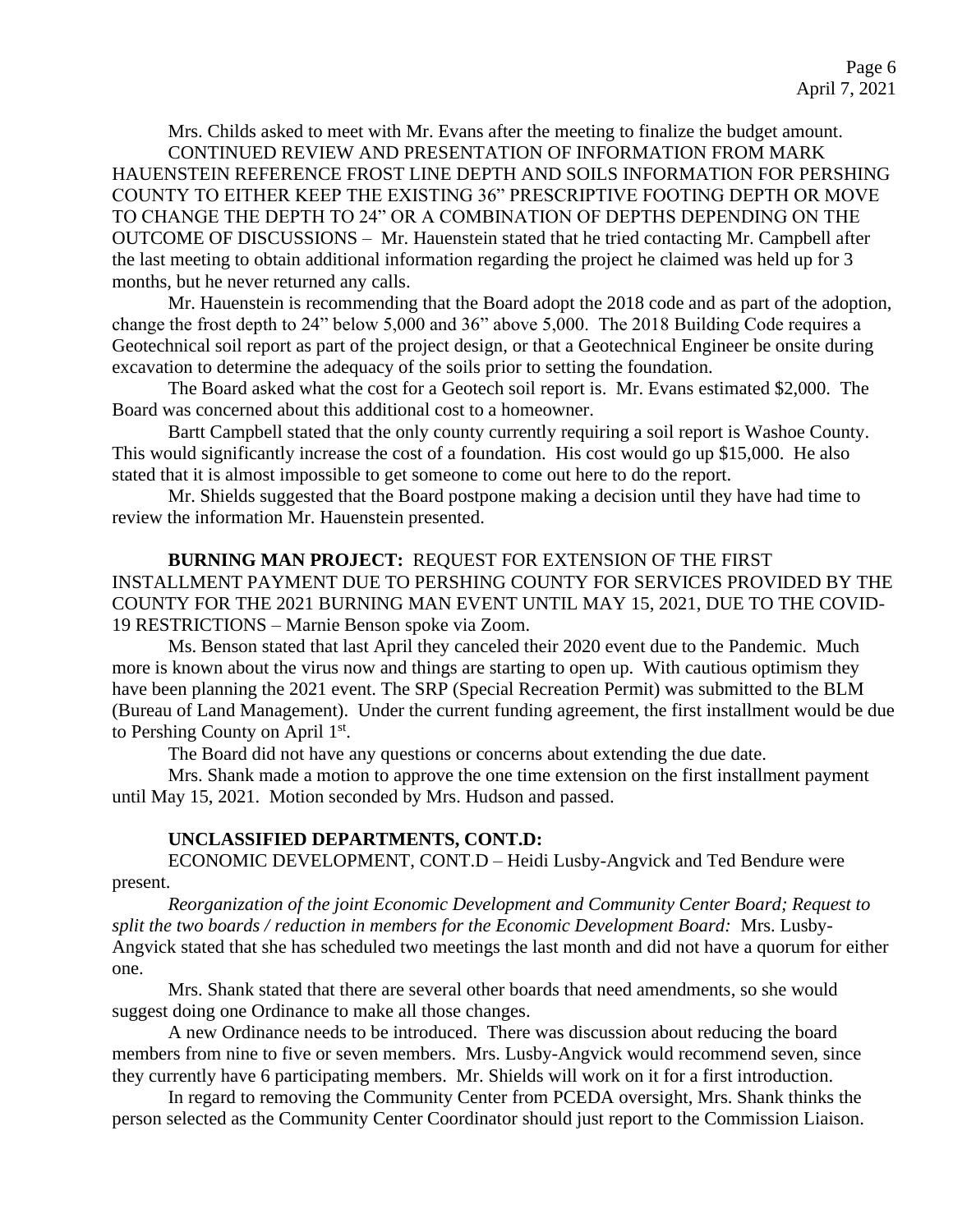Mrs. Childs asked to meet with Mr. Evans after the meeting to finalize the budget amount.

CONTINUED REVIEW AND PRESENTATION OF INFORMATION FROM MARK HAUENSTEIN REFERENCE FROST LINE DEPTH AND SOILS INFORMATION FOR PERSHING COUNTY TO EITHER KEEP THE EXISTING 36" PRESCRIPTIVE FOOTING DEPTH OR MOVE TO CHANGE THE DEPTH TO 24" OR A COMBINATION OF DEPTHS DEPENDING ON THE OUTCOME OF DISCUSSIONS – Mr. Hauenstein stated that he tried contacting Mr. Campbell after the last meeting to obtain additional information regarding the project he claimed was held up for 3 months, but he never returned any calls.

Mr. Hauenstein is recommending that the Board adopt the 2018 code and as part of the adoption, change the frost depth to 24" below 5,000 and 36" above 5,000. The 2018 Building Code requires a Geotechnical soil report as part of the project design, or that a Geotechnical Engineer be onsite during excavation to determine the adequacy of the soils prior to setting the foundation.

The Board asked what the cost for a Geotech soil report is. Mr. Evans estimated $2,000. The Board was concerned about this additional cost to a homeowner.

Bartt Campbell stated that the only county currently requiring a soil report is Washoe County. This would significantly increase the cost of a foundation. His cost would go up $15,000. He also stated that it is almost impossible to get someone to come out here to do the report.

Mr. Shields suggested that the Board postpone making a decision until they have had time to review the information Mr. Hauenstein presented.

**BURNING MAN PROJECT:** REQUEST FOR EXTENSION OF THE FIRST INSTALLMENT PAYMENT DUE TO PERSHING COUNTY FOR SERVICES PROVIDED BY THE COUNTY FOR THE 2021 BURNING MAN EVENT UNTIL MAY 15, 2021, DUE TO THE COVID-19 RESTRICTIONS – Marnie Benson spoke via Zoom.

Ms. Benson stated that last April they canceled their 2020 event due to the Pandemic. Much more is known about the virus now and things are starting to open up. With cautious optimism they have been planning the 2021 event. The SRP (Special Recreation Permit) was submitted to the BLM (Bureau of Land Management). Under the current funding agreement, the first installment would be due to Pershing County on April 1st.

The Board did not have any questions or concerns about extending the due date.

Mrs. Shank made a motion to approve the one time extension on the first installment payment until May 15, 2021. Motion seconded by Mrs. Hudson and passed.

**UNCLASSIFIED DEPARTMENTS, CONT.D:**

ECONOMIC DEVELOPMENT, CONT.D – Heidi Lusby-Angvick and Ted Bendure were present.

*Reorganization of the joint Economic Development and Community Center Board; Request to split the two boards / reduction in members for the Economic Development Board:* Mrs. Lusby-Angvick stated that she has scheduled two meetings the last month and did not have a quorum for either one.

Mrs. Shank stated that there are several other boards that need amendments, so she would suggest doing one Ordinance to make all those changes.

A new Ordinance needs to be introduced. There was discussion about reducing the board members from nine to five or seven members. Mrs. Lusby-Angvick would recommend seven, since they currently have 6 participating members. Mr. Shields will work on it for a first introduction.

In regard to removing the Community Center from PCEDA oversight, Mrs. Shank thinks the person selected as the Community Center Coordinator should just report to the Commission Liaison.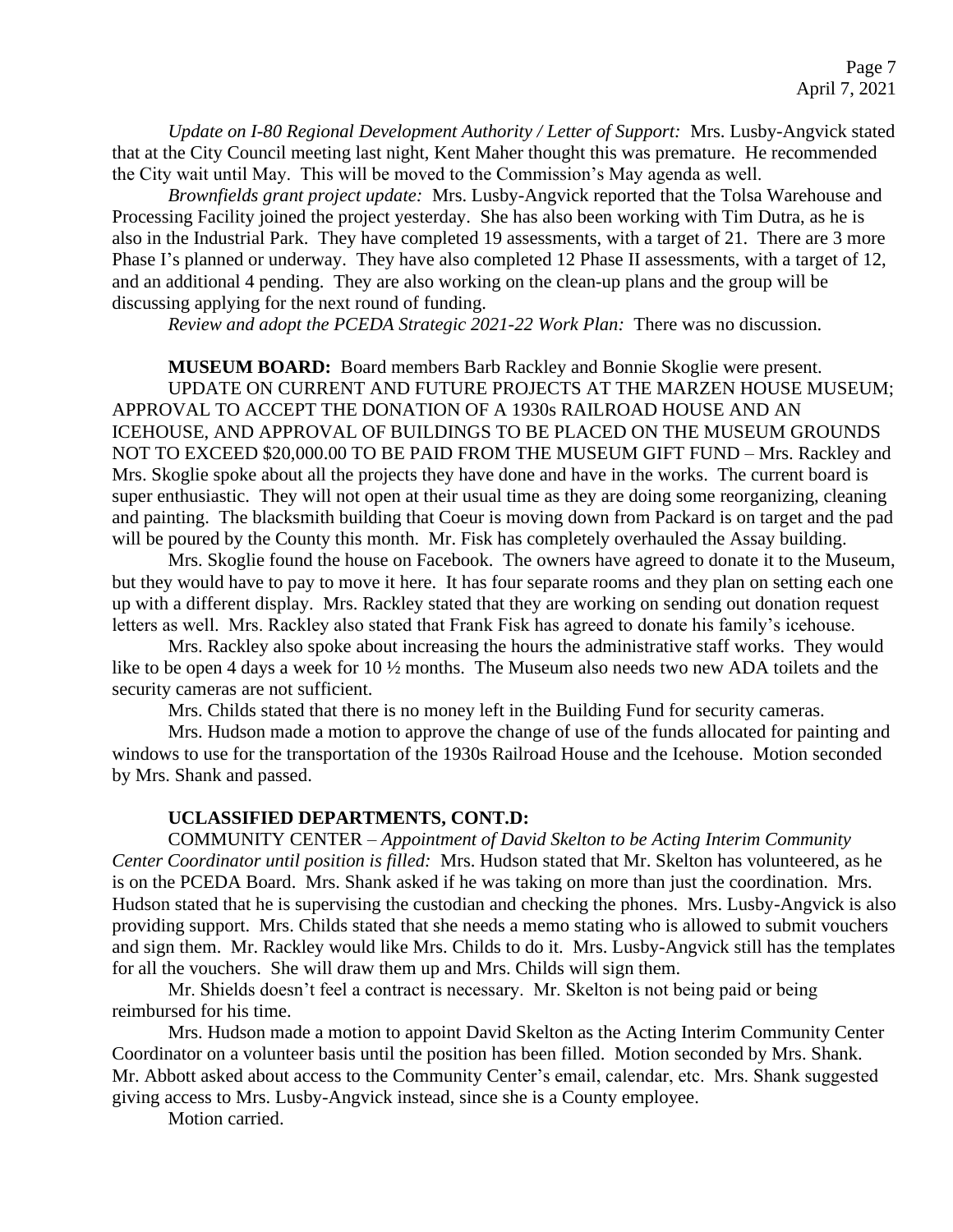*Update on I-80 Regional Development Authority / Letter of Support:* Mrs. Lusby-Angvick stated that at the City Council meeting last night, Kent Maher thought this was premature. He recommended the City wait until May. This will be moved to the Commission's May agenda as well.

*Brownfields grant project update:* Mrs. Lusby-Angvick reported that the Tolsa Warehouse and Processing Facility joined the project yesterday. She has also been working with Tim Dutra, as he is also in the Industrial Park. They have completed 19 assessments, with a target of 21. There are 3 more Phase I's planned or underway. They have also completed 12 Phase II assessments, with a target of 12, and an additional 4 pending. They are also working on the clean-up plans and the group will be discussing applying for the next round of funding.

*Review and adopt the PCEDA Strategic 2021-22 Work Plan:* There was no discussion.

**MUSEUM BOARD:** Board members Barb Rackley and Bonnie Skoglie were present.

UPDATE ON CURRENT AND FUTURE PROJECTS AT THE MARZEN HOUSE MUSEUM; APPROVAL TO ACCEPT THE DONATION OF A 1930s RAILROAD HOUSE AND AN ICEHOUSE, AND APPROVAL OF BUILDINGS TO BE PLACED ON THE MUSEUM GROUNDS NOT TO EXCEED $20,000.00 TO BE PAID FROM THE MUSEUM GIFT FUND – Mrs. Rackley and Mrs. Skoglie spoke about all the projects they have done and have in the works. The current board is super enthusiastic. They will not open at their usual time as they are doing some reorganizing, cleaning and painting. The blacksmith building that Coeur is moving down from Packard is on target and the pad will be poured by the County this month. Mr. Fisk has completely overhauled the Assay building.

Mrs. Skoglie found the house on Facebook. The owners have agreed to donate it to the Museum, but they would have to pay to move it here. It has four separate rooms and they plan on setting each one up with a different display. Mrs. Rackley stated that they are working on sending out donation request letters as well. Mrs. Rackley also stated that Frank Fisk has agreed to donate his family's icehouse.

Mrs. Rackley also spoke about increasing the hours the administrative staff works. They would like to be open 4 days a week for 10 ½ months. The Museum also needs two new ADA toilets and the security cameras are not sufficient.

Mrs. Childs stated that there is no money left in the Building Fund for security cameras.

Mrs. Hudson made a motion to approve the change of use of the funds allocated for painting and windows to use for the transportation of the 1930s Railroad House and the Icehouse. Motion seconded by Mrs. Shank and passed.

**UCLASSIFIED DEPARTMENTS, CONT.D:**

COMMUNITY CENTER – *Appointment of David Skelton to be Acting Interim Community Center Coordinator until position is filled:* Mrs. Hudson stated that Mr. Skelton has volunteered, as he is on the PCEDA Board. Mrs. Shank asked if he was taking on more than just the coordination. Mrs. Hudson stated that he is supervising the custodian and checking the phones. Mrs. Lusby-Angvick is also providing support. Mrs. Childs stated that she needs a memo stating who is allowed to submit vouchers and sign them. Mr. Rackley would like Mrs. Childs to do it. Mrs. Lusby-Angvick still has the templates for all the vouchers. She will draw them up and Mrs. Childs will sign them.

Mr. Shields doesn't feel a contract is necessary. Mr. Skelton is not being paid or being reimbursed for his time.

Mrs. Hudson made a motion to appoint David Skelton as the Acting Interim Community Center Coordinator on a volunteer basis until the position has been filled. Motion seconded by Mrs. Shank. Mr. Abbott asked about access to the Community Center's email, calendar, etc. Mrs. Shank suggested giving access to Mrs. Lusby-Angvick instead, since she is a County employee.

Motion carried.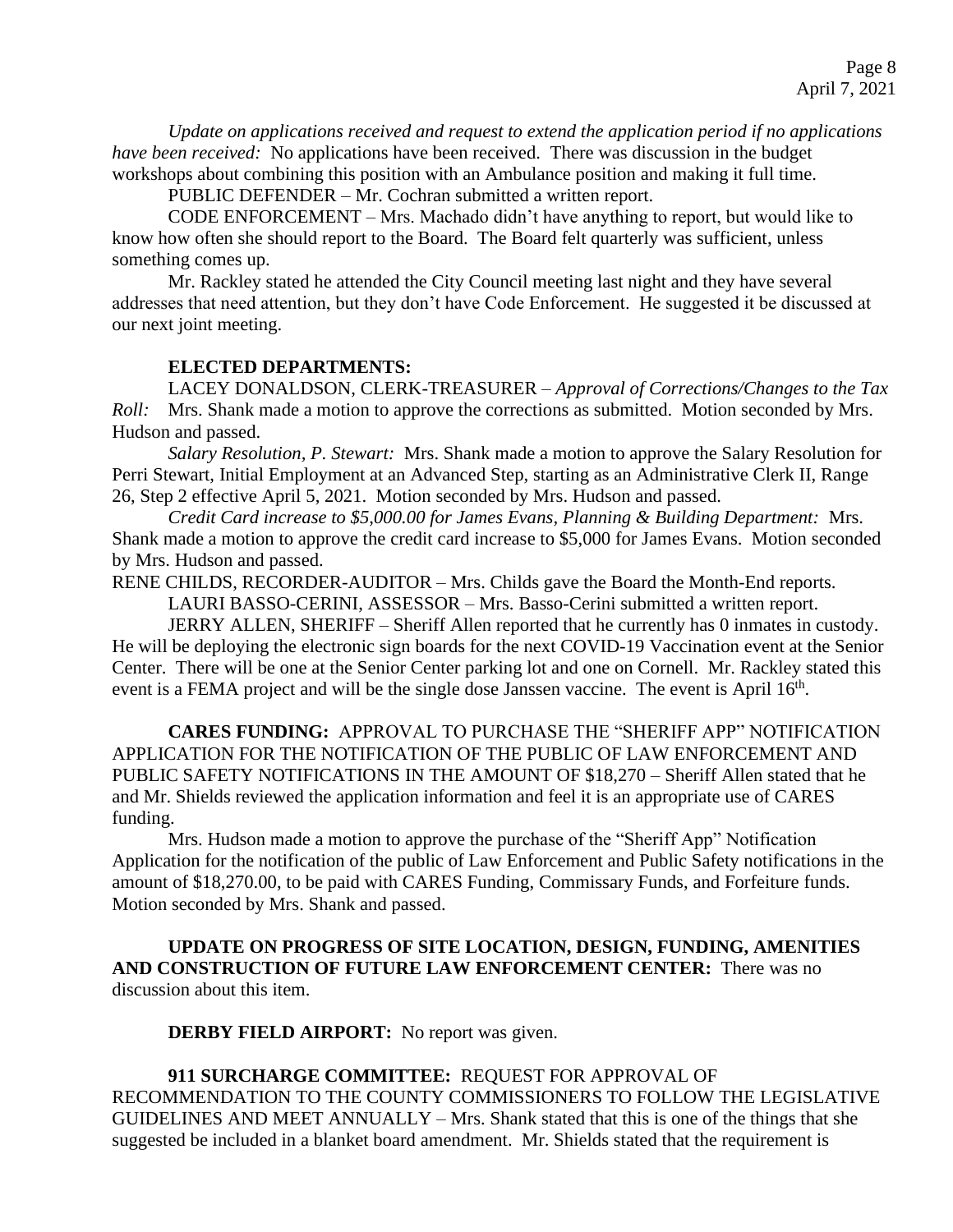*Update on applications received and request to extend the application period if no applications have been received:* No applications have been received. There was discussion in the budget workshops about combining this position with an Ambulance position and making it full time.

PUBLIC DEFENDER – Mr. Cochran submitted a written report.

CODE ENFORCEMENT – Mrs. Machado didn't have anything to report, but would like to know how often she should report to the Board. The Board felt quarterly was sufficient, unless something comes up.

Mr. Rackley stated he attended the City Council meeting last night and they have several addresses that need attention, but they don't have Code Enforcement. He suggested it be discussed at our next joint meeting.

**ELECTED DEPARTMENTS:**

LACEY DONALDSON, CLERK-TREASURER – *Approval of Corrections/Changes to the Tax Roll:* Mrs. Shank made a motion to approve the corrections as submitted. Motion seconded by Mrs. Hudson and passed.

*Salary Resolution, P. Stewart:* Mrs. Shank made a motion to approve the Salary Resolution for Perri Stewart, Initial Employment at an Advanced Step, starting as an Administrative Clerk II, Range 26, Step 2 effective April 5, 2021. Motion seconded by Mrs. Hudson and passed.

*Credit Card increase to $5,000.00 for James Evans, Planning & Building Department:* Mrs. Shank made a motion to approve the credit card increase to $5,000 for James Evans. Motion seconded by Mrs. Hudson and passed.

RENE CHILDS, RECORDER-AUDITOR – Mrs. Childs gave the Board the Month-End reports.

LAURI BASSO-CERINI, ASSESSOR – Mrs. Basso-Cerini submitted a written report.

JERRY ALLEN, SHERIFF – Sheriff Allen reported that he currently has 0 inmates in custody. He will be deploying the electronic sign boards for the next COVID-19 Vaccination event at the Senior Center. There will be one at the Senior Center parking lot and one on Cornell. Mr. Rackley stated this event is a FEMA project and will be the single dose Janssen vaccine. The event is April 16th.

**CARES FUNDING:** APPROVAL TO PURCHASE THE "SHERIFF APP" NOTIFICATION APPLICATION FOR THE NOTIFICATION OF THE PUBLIC OF LAW ENFORCEMENT AND PUBLIC SAFETY NOTIFICATIONS IN THE AMOUNT OF $18,270 – Sheriff Allen stated that he and Mr. Shields reviewed the application information and feel it is an appropriate use of CARES funding.

Mrs. Hudson made a motion to approve the purchase of the "Sheriff App" Notification Application for the notification of the public of Law Enforcement and Public Safety notifications in the amount of $18,270.00, to be paid with CARES Funding, Commissary Funds, and Forfeiture funds. Motion seconded by Mrs. Shank and passed.

**UPDATE ON PROGRESS OF SITE LOCATION, DESIGN, FUNDING, AMENITIES AND CONSTRUCTION OF FUTURE LAW ENFORCEMENT CENTER:** There was no discussion about this item.

**DERBY FIELD AIRPORT:** No report was given.

**911 SURCHARGE COMMITTEE:** REQUEST FOR APPROVAL OF RECOMMENDATION TO THE COUNTY COMMISSIONERS TO FOLLOW THE LEGISLATIVE GUIDELINES AND MEET ANNUALLY – Mrs. Shank stated that this is one of the things that she suggested be included in a blanket board amendment. Mr. Shields stated that the requirement is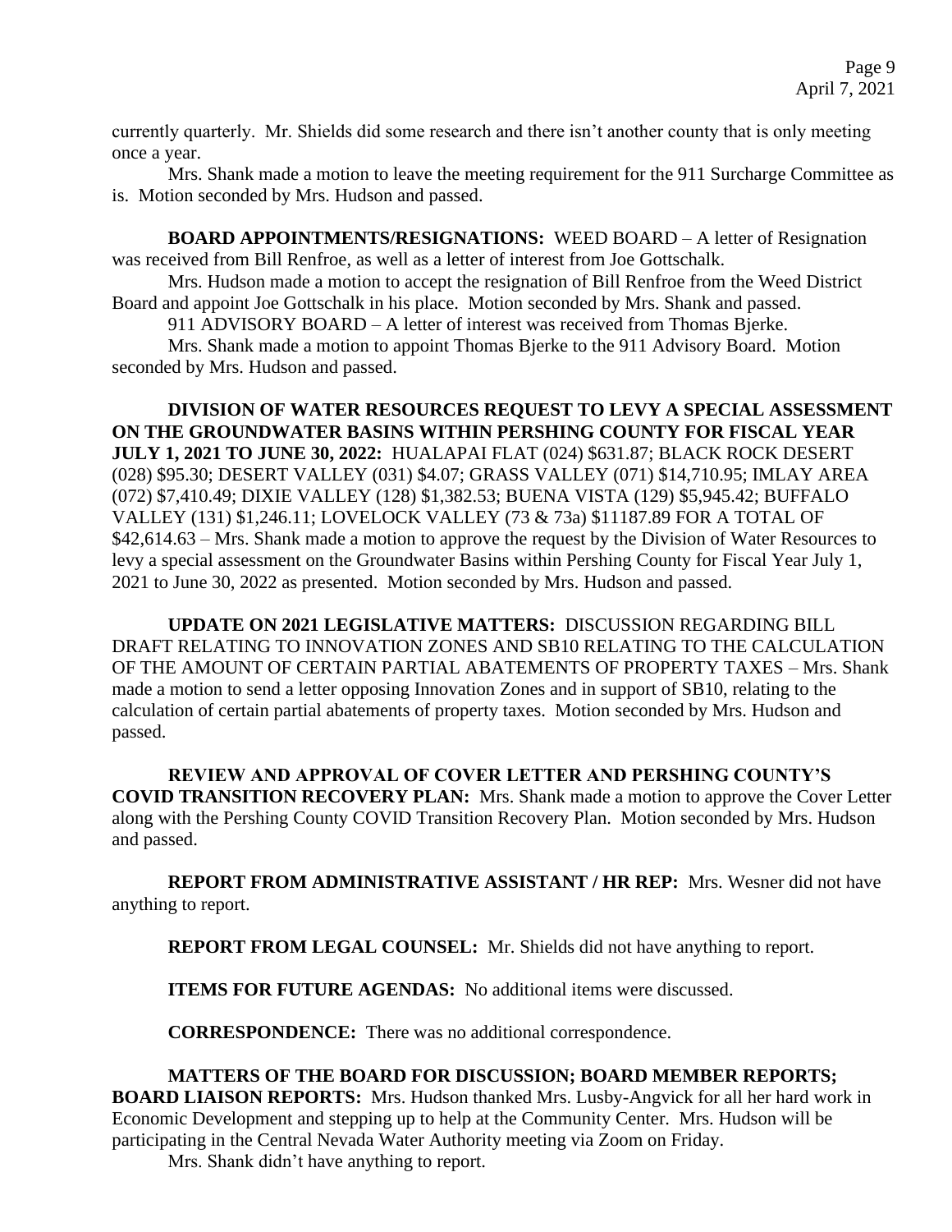currently quarterly. Mr. Shields did some research and there isn't another county that is only meeting once a year.

Mrs. Shank made a motion to leave the meeting requirement for the 911 Surcharge Committee as is. Motion seconded by Mrs. Hudson and passed.

**BOARD APPOINTMENTS/RESIGNATIONS:** WEED BOARD – A letter of Resignation was received from Bill Renfroe, as well as a letter of interest from Joe Gottschalk.

Mrs. Hudson made a motion to accept the resignation of Bill Renfroe from the Weed District Board and appoint Joe Gottschalk in his place. Motion seconded by Mrs. Shank and passed.

911 ADVISORY BOARD – A letter of interest was received from Thomas Bjerke.

Mrs. Shank made a motion to appoint Thomas Bjerke to the 911 Advisory Board. Motion seconded by Mrs. Hudson and passed.

**DIVISION OF WATER RESOURCES REQUEST TO LEVY A SPECIAL ASSESSMENT ON THE GROUNDWATER BASINS WITHIN PERSHING COUNTY FOR FISCAL YEAR JULY 1, 2021 TO JUNE 30, 2022:** HUALAPAI FLAT (024) $631.87; BLACK ROCK DESERT (028) $95.30; DESERT VALLEY (031) $4.07; GRASS VALLEY (071) $14,710.95; IMLAY AREA (072) $7,410.49; DIXIE VALLEY (128) $1,382.53; BUENA VISTA (129) $5,945.42; BUFFALO VALLEY (131) $1,246.11; LOVELOCK VALLEY (73 & 73a) $11187.89 FOR A TOTAL OF $42,614.63 – Mrs. Shank made a motion to approve the request by the Division of Water Resources to levy a special assessment on the Groundwater Basins within Pershing County for Fiscal Year July 1, 2021 to June 30, 2022 as presented. Motion seconded by Mrs. Hudson and passed.

**UPDATE ON 2021 LEGISLATIVE MATTERS:** DISCUSSION REGARDING BILL DRAFT RELATING TO INNOVATION ZONES AND SB10 RELATING TO THE CALCULATION OF THE AMOUNT OF CERTAIN PARTIAL ABATEMENTS OF PROPERTY TAXES – Mrs. Shank made a motion to send a letter opposing Innovation Zones and in support of SB10, relating to the calculation of certain partial abatements of property taxes. Motion seconded by Mrs. Hudson and passed.

**REVIEW AND APPROVAL OF COVER LETTER AND PERSHING COUNTY'S COVID TRANSITION RECOVERY PLAN:** Mrs. Shank made a motion to approve the Cover Letter along with the Pershing County COVID Transition Recovery Plan. Motion seconded by Mrs. Hudson and passed.

**REPORT FROM ADMINISTRATIVE ASSISTANT / HR REP:** Mrs. Wesner did not have anything to report.

**REPORT FROM LEGAL COUNSEL:** Mr. Shields did not have anything to report.

**ITEMS FOR FUTURE AGENDAS:** No additional items were discussed.

**CORRESPONDENCE:** There was no additional correspondence.

**MATTERS OF THE BOARD FOR DISCUSSION; BOARD MEMBER REPORTS; BOARD LIAISON REPORTS:** Mrs. Hudson thanked Mrs. Lusby-Angvick for all her hard work in Economic Development and stepping up to help at the Community Center. Mrs. Hudson will be participating in the Central Nevada Water Authority meeting via Zoom on Friday.

Mrs. Shank didn't have anything to report.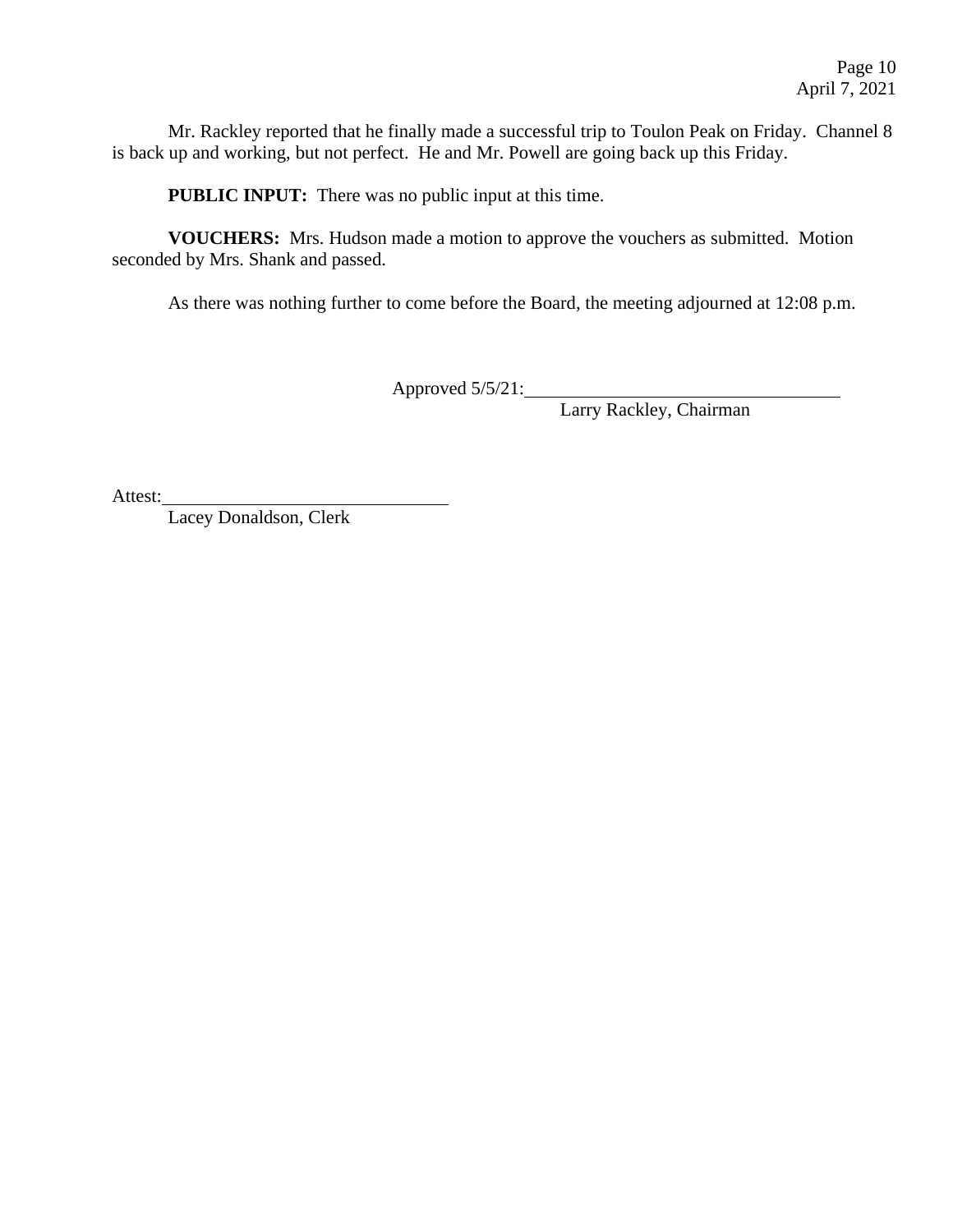Mr. Rackley reported that he finally made a successful trip to Toulon Peak on Friday. Channel 8 is back up and working, but not perfect. He and Mr. Powell are going back up this Friday.

**PUBLIC INPUT:** There was no public input at this time.

**VOUCHERS:** Mrs. Hudson made a motion to approve the vouchers as submitted. Motion seconded by Mrs. Shank and passed.

As there was nothing further to come before the Board, the meeting adjourned at 12:08 p.m.

Approved 5/5/21:\_\_\_\_\_\_\_\_\_\_\_\_\_\_\_\_\_\_\_\_\_\_\_\_\_\_\_\_\_\_\_\_\_\_\_\_
Larry Rackley, Chairman

Attest:\_\_\_\_\_\_\_\_\_\_\_\_\_\_\_\_\_\_\_\_\_\_\_\_\_\_\_\_\_\_\_\_
Lacey Donaldson, Clerk